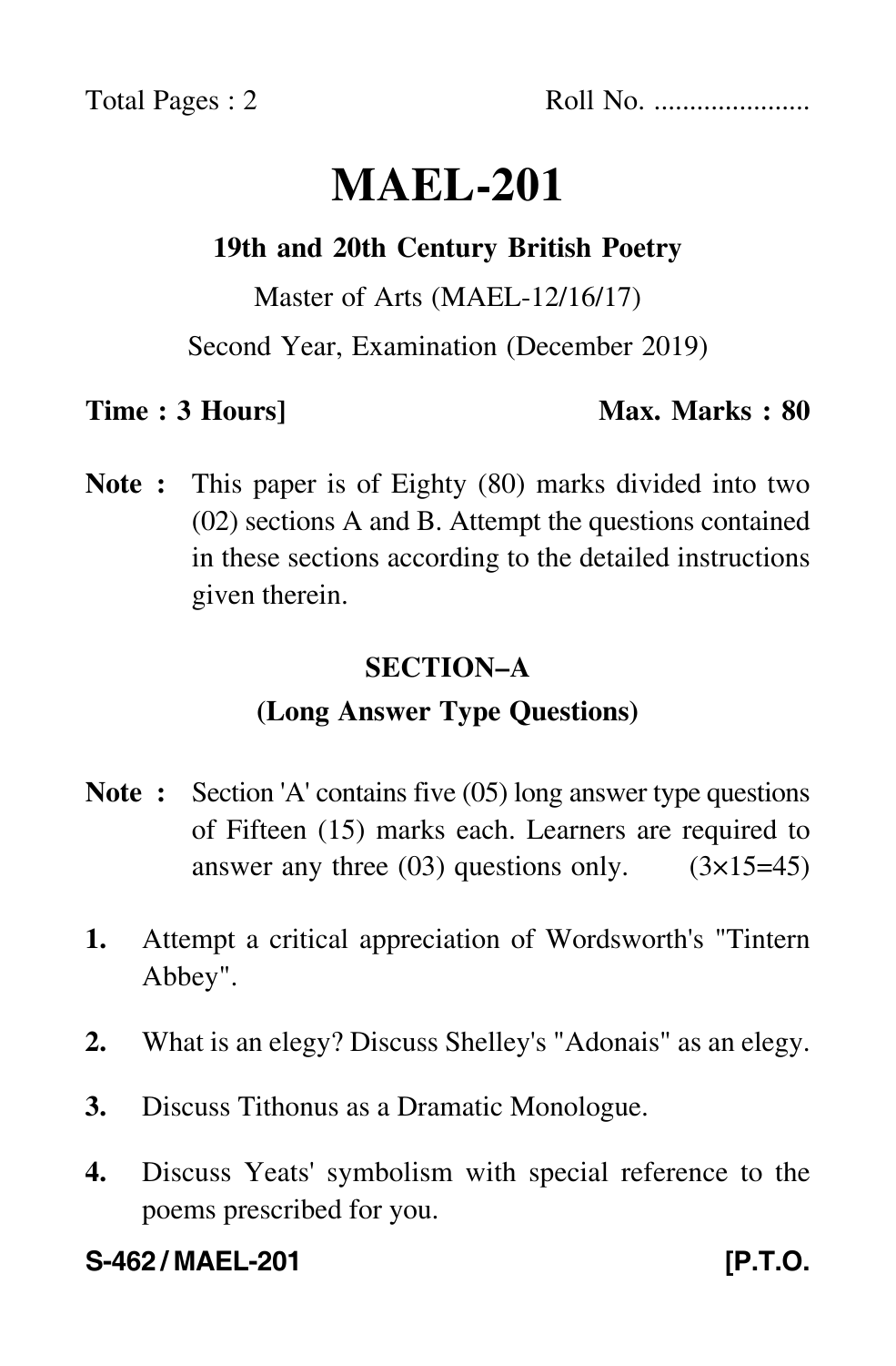Total Pages : 2 Roll No. .....................

# MAEL-201

**19th and 20th Century British Poetry**

Master of Arts (MAEL-12/16/17)

Second Year, Examination (December 2019)

**Time : 3 Hours]** **Max. Marks : 80**

**Note :** This paper is of Eighty (80) marks divided into two (02) sections A and B. Attempt the questions contained in these sections according to the detailed instructions given therein.

## SECTION–A

### (Long Answer Type Questions)

**Note :** Section 'A' contains five (05) long answer type questions of Fifteen (15) marks each. Learners are required to answer any three (03) questions only. (3×15=45)

**1.** Attempt a critical appreciation of Wordsworth's "Tintern Abbey".

**2.** What is an elegy? Discuss Shelley's "Adonais" as an elegy.

**3.** Discuss Tithonus as a Dramatic Monologue.

**4.** Discuss Yeats' symbolism with special reference to the poems prescribed for you.

**S-462 / MAEL-201** **[P.T.O.**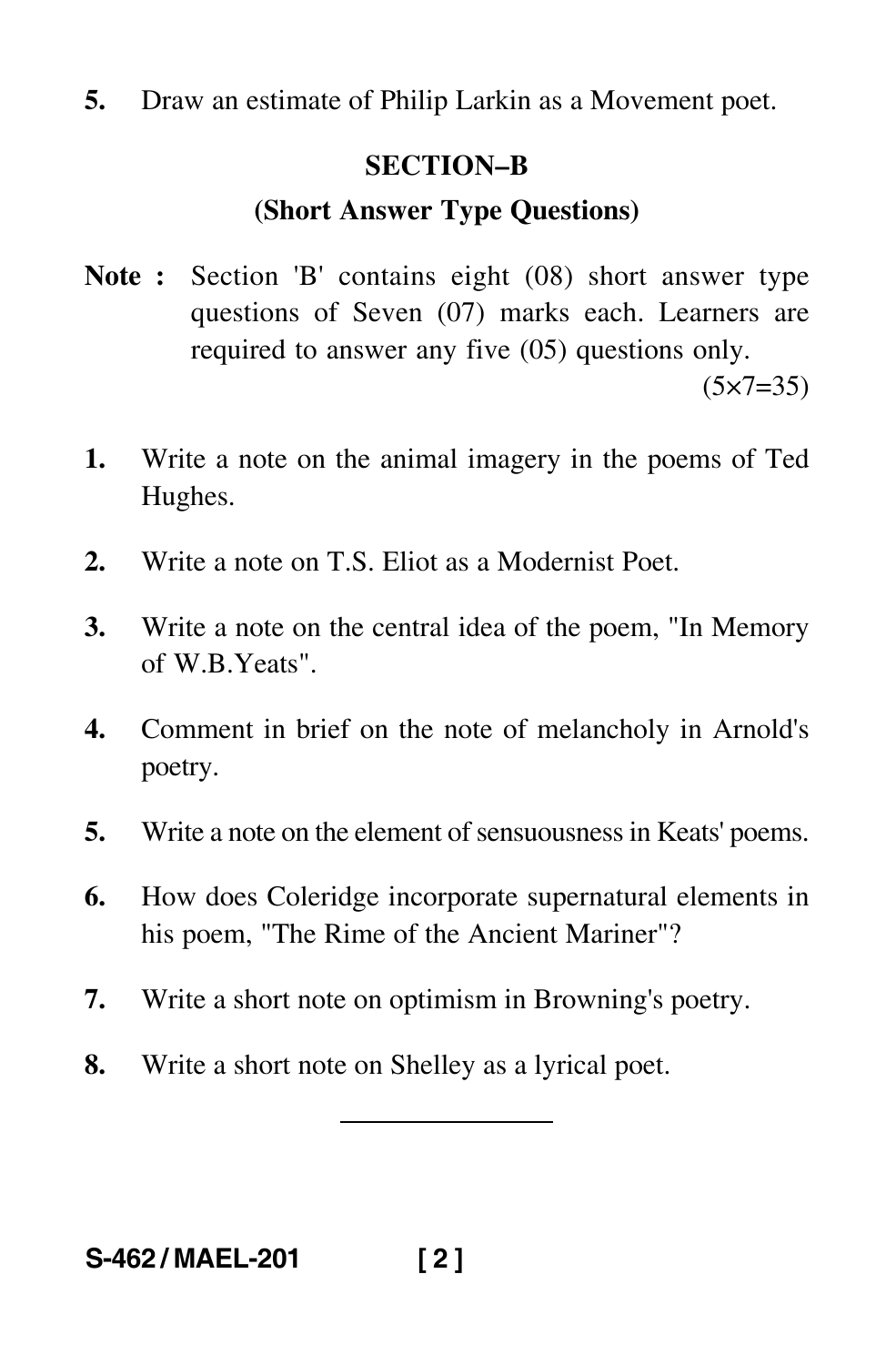5. Draw an estimate of Philip Larkin as a Movement poet.

## SECTION–B

### (Short Answer Type Questions)

**Note :** Section 'B' contains eight (08) short answer type questions of Seven (07) marks each. Learners are required to answer any five (05) questions only. (5×7=35)

1. Write a note on the animal imagery in the poems of Ted Hughes.
2. Write a note on T.S. Eliot as a Modernist Poet.
3. Write a note on the central idea of the poem, "In Memory of W.B.Yeats".
4. Comment in brief on the note of melancholy in Arnold's poetry.
5. Write a note on the element of sensuousness in Keats' poems.
6. How does Coleridge incorporate supernatural elements in his poem, "The Rime of the Ancient Mariner"?
7. Write a short note on optimism in Browning's poetry.
8. Write a short note on Shelley as a lyrical poet.